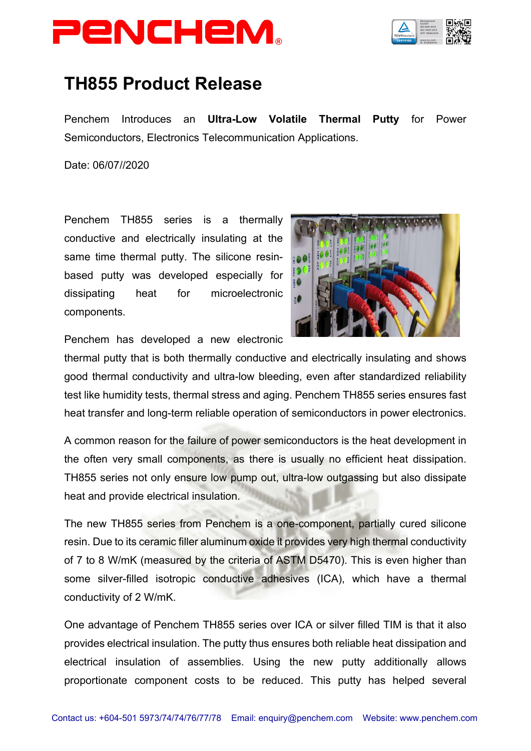# TH855 Product Release

Penchem Introduces an **Ultra-Low Volatile Thermal Putty** for Power Semiconductors, Electronics Telecommunication Applications.

Date: 06/07//2020

Penchem TH855 series is a thermally conductive and electrically insulating at the same time thermal putty. The silicone resin-based putty was developed especially for dissipating heat for microelectronic components.

Penchem has developed a new electronic thermal putty that is both thermally conductive and electrically insulating and shows good thermal conductivity and ultra-low bleeding, even after standardized reliability test like humidity tests, thermal stress and aging. Penchem TH855 series ensures fast heat transfer and long-term reliable operation of semiconductors in power electronics.

A common reason for the failure of power semiconductors is the heat development in the often very small components, as there is usually no efficient heat dissipation. TH855 series not only ensure low pump out, ultra-low outgassing but also dissipate heat and provide electrical insulation.

The new TH855 series from Penchem is a one-component, partially cured silicone resin. Due to its ceramic filler aluminum oxide it provides very high thermal conductivity of 7 to 8 W/mK (measured by the criteria of ASTM D5470). This is even higher than some silver-filled isotropic conductive adhesives (ICA), which have a thermal conductivity of 2 W/mK.

One advantage of Penchem TH855 series over ICA or silver filled TIM is that it also provides electrical insulation. The putty thus ensures both reliable heat dissipation and electrical insulation of assemblies. Using the new putty additionally allows proportionate component costs to be reduced. This putty has helped several

Contact us: +604-501 5973/74/74/76/77/78 Email: enquiry@penchem.com Website: www.penchem.com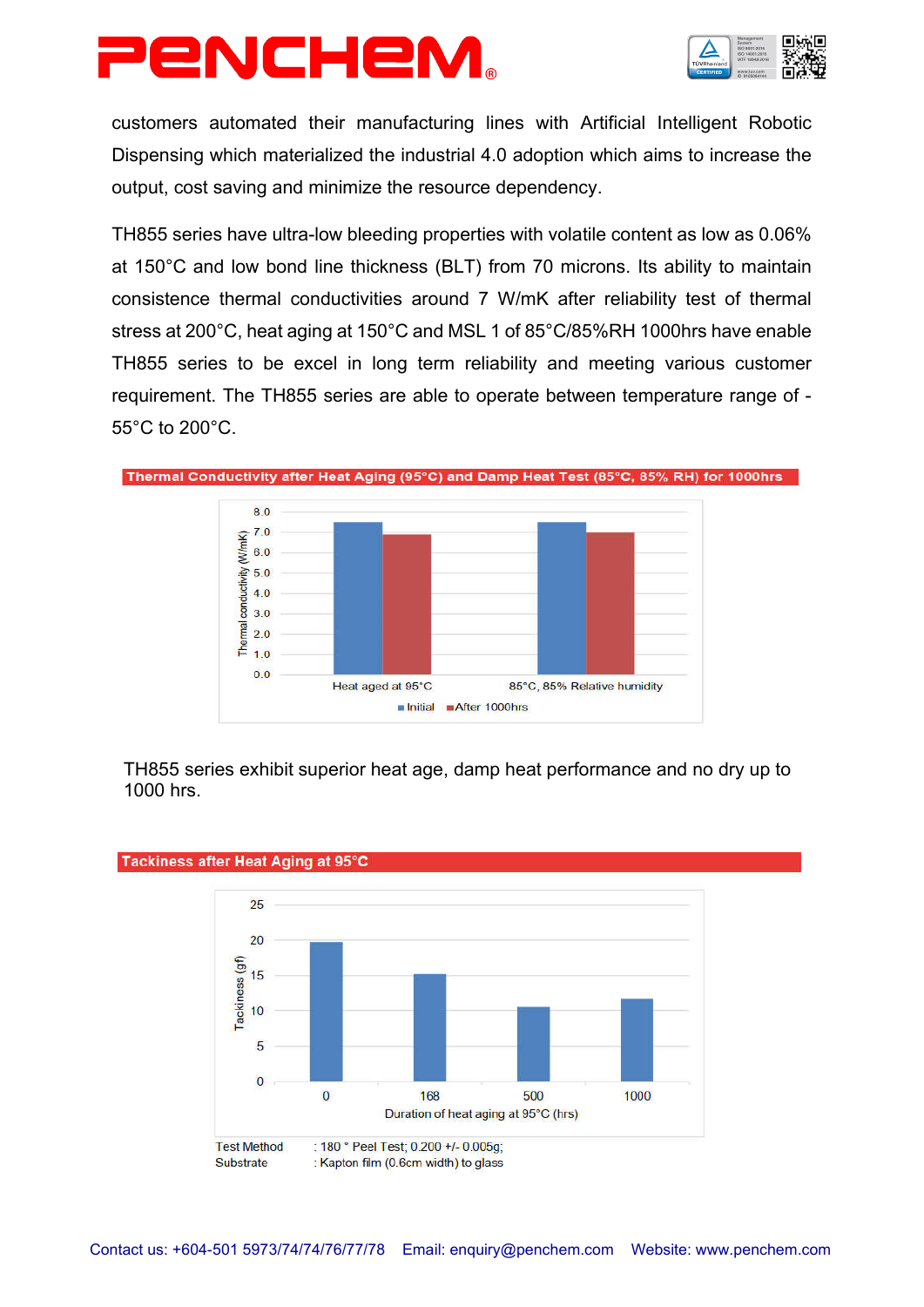customers automated their manufacturing lines with Artificial Intelligent Robotic Dispensing which materialized the industrial 4.0 adoption which aims to increase the output, cost saving and minimize the resource dependency.

TH855 series have ultra-low bleeding properties with volatile content as low as 0.06% at 150°C and low bond line thickness (BLT) from 70 microns. Its ability to maintain consistence thermal conductivities around 7 W/mK after reliability test of thermal stress at 200°C, heat aging at 150°C and MSL 1 of 85°C/85%RH 1000hrs have enable TH855 series to be excel in long term reliability and meeting various customer requirement. The TH855 series are able to operate between temperature range of -55°C to 200°C.

**Thermal Conductivity after Heat Aging (95°C) and Damp Heat Test (85°C, 85% RH) for 1000hrs**

Thermal conductivity (W/mK)

8.0
7.0
6.0
5.0
4.0
3.0
2.0
1.0
0.0

Heat aged at 95°C
85°C, 85% Relative humidity

Initial
After 1000hrs

TH855 series exhibit superior heat age, damp heat performance and no dry up to 1000 hrs.

**Tackiness after Heat Aging at 95°C**

Tackiness (gf)

25
20
15
10
5
0

0
168
500
1000

Duration of heat aging at 95°C (hrs)

Test Method : 180 ° Peel Test; 0.200 +/- 0.005g;
Substrate : Kapton film (0.6cm width) to glass

Contact us: +604-501 5973/74/74/76/77/78 Email: enquiry@penchem.com Website: www.penchem.com